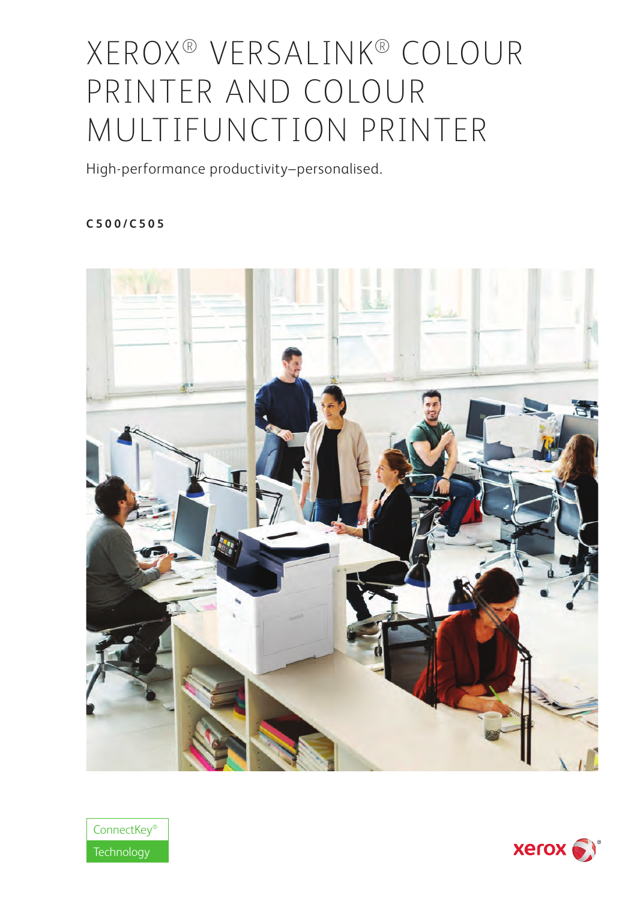# XEROX® VERSALINK® COLOUR PRINTER AND COLOUR MULTIFUNCTION PRINTER

High-performance productivity–personalised.

**C500/C505**

ConnectKey® Technology

xerox®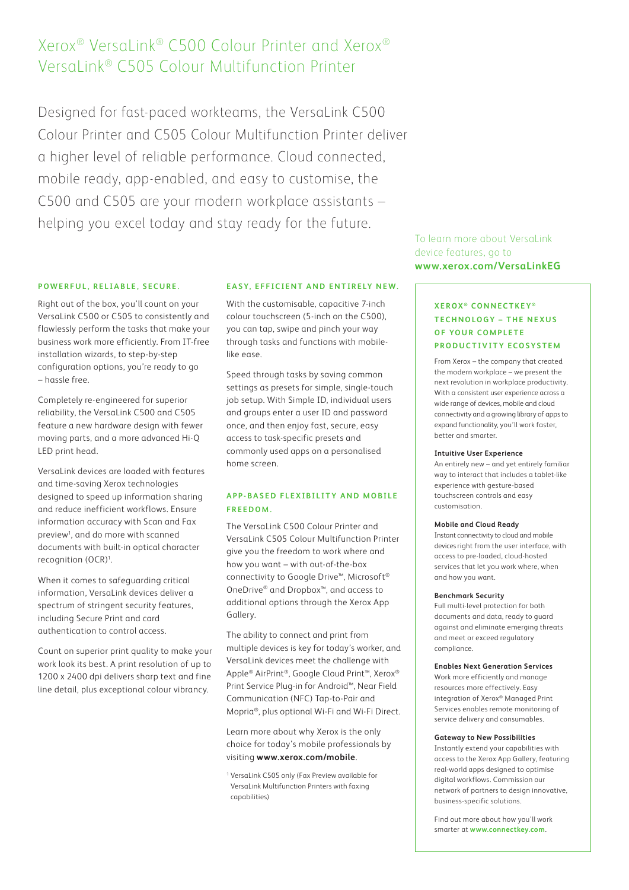# Xerox® VersaLink® C500 Colour Printer and Xerox® VersaLink® C505 Colour Multifunction Printer

Designed for fast-paced workteams, the VersaLink C500 Colour Printer and C505 Colour Multifunction Printer deliver a higher level of reliable performance. Cloud connected, mobile ready, app-enabled, and easy to customise, the C500 and C505 are your modern workplace assistants – helping you excel today and stay ready for the future.

## POWERFUL, RELIABLE, SECURE.

Right out of the box, you'll count on your VersaLink C500 or C505 to consistently and flawlessly perform the tasks that make your business work more efficiently. From IT-free installation wizards, to step-by-step configuration options, you're ready to go – hassle free.

Completely re-engineered for superior reliability, the VersaLink C500 and C505 feature a new hardware design with fewer moving parts, and a more advanced Hi-Q LED print head.

VersaLink devices are loaded with features and time-saving Xerox technologies designed to speed up information sharing and reduce inefficient workflows. Ensure information accuracy with Scan and Fax preview[1], and do more with scanned documents with built-in optical character recognition (OCR)[1].

When it comes to safeguarding critical information, VersaLink devices deliver a spectrum of stringent security features, including Secure Print and card authentication to control access.

Count on superior print quality to make your work look its best. A print resolution of up to 1200 x 2400 dpi delivers sharp text and fine line detail, plus exceptional colour vibrancy.

## EASY, EFFICIENT AND ENTIRELY NEW.

With the customisable, capacitive 7-inch colour touchscreen (5-inch on the C500), you can tap, swipe and pinch your way through tasks and functions with mobile-like ease.

Speed through tasks by saving common settings as presets for simple, single-touch job setup. With Simple ID, individual users and groups enter a user ID and password once, and then enjoy fast, secure, easy access to task-specific presets and commonly used apps on a personalised home screen.

## APP-BASED FLEXIBILITY AND MOBILE FREEDOM.

The VersaLink C500 Colour Printer and VersaLink C505 Colour Multifunction Printer give you the freedom to work where and how you want – with out-of-the-box connectivity to Google Drive™, Microsoft® OneDrive® and Dropbox™, and access to additional options through the Xerox App Gallery.

The ability to connect and print from multiple devices is key for today's worker, and VersaLink devices meet the challenge with Apple® AirPrint®, Google Cloud Print™, Xerox® Print Service Plug-in for Android™, Near Field Communication (NFC) Tap-to-Pair and Mopria®, plus optional Wi-Fi and Wi-Fi Direct.

Learn more about why Xerox is the only choice for today's mobile professionals by visiting **www.xerox.com/mobile**.

[1] VersaLink C505 only (Fax Preview available for VersaLink Multifunction Printers with faxing capabilities)

To learn more about VersaLink device features, go to **www.xerox.com/VersaLinkEG**

## XEROX® CONNECTKEY® TECHNOLOGY – THE NEXUS OF YOUR COMPLETE PRODUCTIVITY ECOSYSTEM

From Xerox – the company that created the modern workplace – we present the next revolution in workplace productivity. With a consistent user experience across a wide range of devices, mobile and cloud connectivity and a growing library of apps to expand functionality, you'll work faster, better and smarter.

**Intuitive User Experience**
An entirely new – and yet entirely familiar way to interact that includes a tablet-like experience with gesture-based touchscreen controls and easy customisation.

**Mobile and Cloud Ready**
Instant connectivity to cloud and mobile devices right from the user interface, with access to pre-loaded, cloud-hosted services that let you work where, when and how you want.

**Benchmark Security**
Full multi-level protection for both documents and data, ready to guard against and eliminate emerging threats and meet or exceed regulatory compliance.

**Enables Next Generation Services**
Work more efficiently and manage resources more effectively. Easy integration of Xerox® Managed Print Services enables remote monitoring of service delivery and consumables.

**Gateway to New Possibilities**
Instantly extend your capabilities with access to the Xerox App Gallery, featuring real-world apps designed to optimise digital workflows. Commission our network of partners to design innovative, business-specific solutions.

Find out more about how you'll work smarter at **www.connectkey.com**.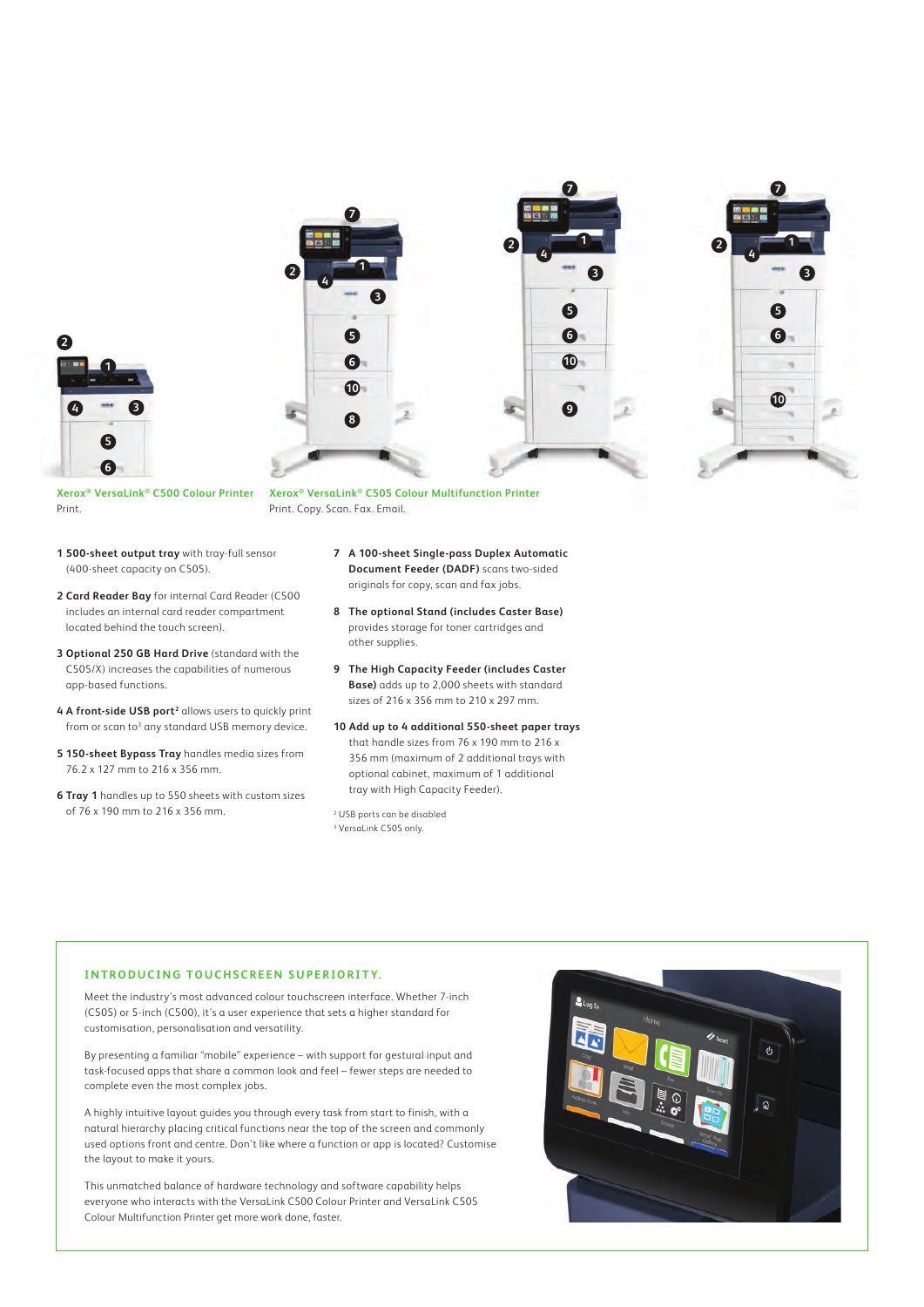**Xerox® VersaLink® C500 Colour Printer**
Print.

**Xerox® VersaLink® C505 Colour Multifunction Printer**
Print. Copy. Scan. Fax. Email.

1 **500-sheet output tray** with tray-full sensor (400-sheet capacity on C505).

2 **Card Reader Bay** for internal Card Reader (C500 includes an internal card reader compartment located behind the touch screen).

3 **Optional 250 GB Hard Drive** (standard with the C505/X) increases the capabilities of numerous app-based functions.

4 **A front-side USB port**[2] allows users to quickly print from or scan to[3] any standard USB memory device.

5 **150-sheet Bypass Tray** handles media sizes from 76.2 x 127 mm to 216 x 356 mm.

6 **Tray 1** handles up to 550 sheets with custom sizes of 76 x 190 mm to 216 x 356 mm.

7 **A 100-sheet Single-pass Duplex Automatic Document Feeder (DADF)** scans two-sided originals for copy, scan and fax jobs.

8 **The optional Stand (includes Caster Base)** provides storage for toner cartridges and other supplies.

9 **The High Capacity Feeder (includes Caster Base)** adds up to 2,000 sheets with standard sizes of 216 x 356 mm to 210 x 297 mm.

10 **Add up to 4 additional 550-sheet paper trays** that handle sizes from 76 x 190 mm to 216 x 356 mm (maximum of 2 additional trays with optional cabinet, maximum of 1 additional tray with High Capacity Feeder).

[2] USB ports can be disabled
[3] VersaLink C505 only.

## INTRODUCING TOUCHSCREEN SUPERIORITY.

Meet the industry's most advanced colour touchscreen interface. Whether 7-inch (C505) or 5-inch (C500), it's a user experience that sets a higher standard for customisation, personalisation and versatility.

By presenting a familiar "mobile" experience – with support for gestural input and task-focused apps that share a common look and feel – fewer steps are needed to complete even the most complex jobs.

A highly intuitive layout guides you through every task from start to finish, with a natural hierarchy placing critical functions near the top of the screen and commonly used options front and centre. Don't like where a function or app is located? Customise the layout to make it yours.

This unmatched balance of hardware technology and software capability helps everyone who interacts with the VersaLink C500 Colour Printer and VersaLink C505 Colour Multifunction Printer get more work done, faster.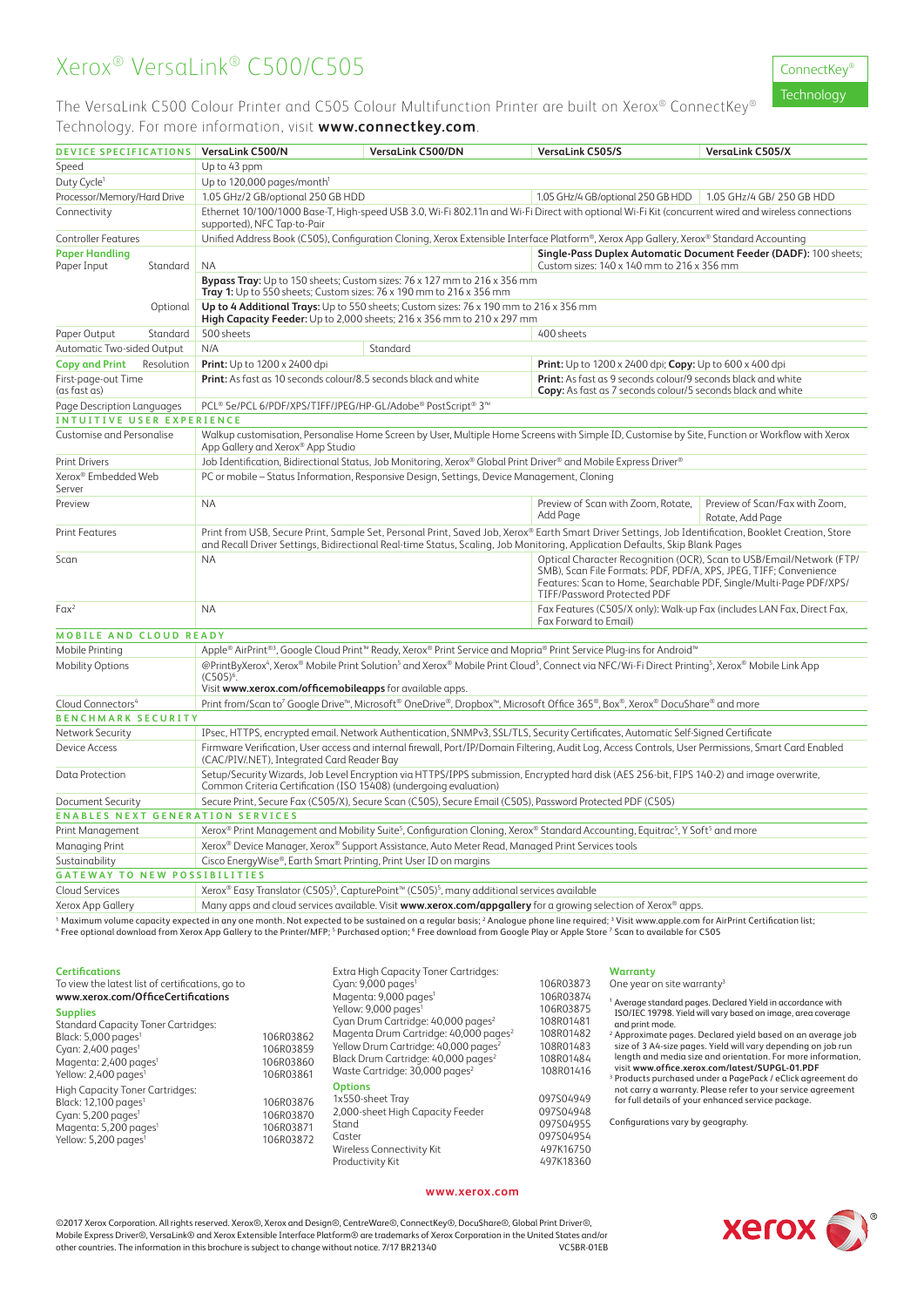# Xerox® VersaLink® C500/C505

ConnectKey® Technology

The VersaLink C500 Colour Printer and C505 Colour Multifunction Printer are built on Xerox® ConnectKey® Technology. For more information, visit **www.connectkey.com**.

| DEVICE SPECIFICATIONS | VersaLink C500/N | VersaLink C500/DN | VersaLink C505/S | VersaLink C505/X |
|---|---|---|---|---|
| Speed | Up to 43 ppm | | | |
| Duty Cycle[1] | Up to 120,000 pages/month[1] | | | |
| Processor/Memory/Hard Drive | 1.05 GHz/2 GB/optional 250 GB HDD | | 1.05 GHz/4 GB/optional 250 GB HDD | 1.05 GHz/4 GB/ 250 GB HDD |
| Connectivity | Ethernet 10/100/1000 Base-T, High-speed USB 3.0, Wi-Fi 802.11n and Wi-Fi Direct with optional Wi-Fi Kit (concurrent wired and wireless connections supported), NFC Tap-to-Pair | | | |
| Controller Features | Unified Address Book (C505), Configuration Cloning, Xerox Extensible Interface Platform®, Xerox App Gallery, Xerox® Standard Accounting | | | |
| **Paper Handling** Paper Input — Standard | NA | | **Single-Pass Duplex Automatic Document Feeder (DADF):** 100 sheets; Custom sizes: 140 x 140 mm to 216 x 356 mm | |
| | **Bypass Tray:** Up to 150 sheets; Custom sizes: 76 x 127 mm to 216 x 356 mm<br>**Tray 1:** Up to 550 sheets; Custom sizes: 76 x 190 mm to 216 x 356 mm | | | |
| Optional | **Up to 4 Additional Trays:** Up to 550 sheets; Custom sizes: 76 x 190 mm to 216 x 356 mm<br>**High Capacity Feeder:** Up to 2,000 sheets; 216 x 356 mm to 210 x 297 mm | | | |
| Paper Output — Standard | 500 sheets | | 400 sheets | |
| Automatic Two-sided Output | N/A | Standard | | |
| **Copy and Print** Resolution | **Print:** Up to 1200 x 2400 dpi | | **Print:** Up to 1200 x 2400 dpi; **Copy:** Up to 600 x 400 dpi | |
| First-page-out Time (as fast as) | **Print:** As fast as 10 seconds colour/8.5 seconds black and white | | **Print:** As fast as 9 seconds colour/9 seconds black and white<br>**Copy:** As fast as 7 seconds colour/5 seconds black and white | |
| Page Description Languages | PCL® 5e/PCL 6/PDF/XPS/TIFF/JPEG/HP-GL/Adobe® PostScript® 3™ | | | |
| **INTUITIVE USER EXPERIENCE** | | | | |
| Customise and Personalise | Walkup customisation, Personalise Home Screen by User, Multiple Home Screens with Simple ID, Customise by Site, Function or Workflow with Xerox App Gallery and Xerox® App Studio | | | |
| Print Drivers | Job Identification, Bidirectional Status, Job Monitoring, Xerox® Global Print Driver® and Mobile Express Driver® | | | |
| Xerox® Embedded Web Server | PC or mobile – Status Information, Responsive Design, Settings, Device Management, Cloning | | | |
| Preview | NA | | Preview of Scan with Zoom, Rotate, Add Page | Preview of Scan/Fax with Zoom, Rotate, Add Page |
| Print Features | Print from USB, Secure Print, Sample Set, Personal Print, Saved Job, Xerox® Earth Smart Driver Settings, Job Identification, Booklet Creation, Store and Recall Driver Settings, Bidirectional Real-time Status, Scaling, Job Monitoring, Application Defaults, Skip Blank Pages | | | |
| Scan | NA | | Optical Character Recognition (OCR), Scan to USB/Email/Network (FTP/SMB), Scan File Formats: PDF, PDF/A, XPS, JPEG, TIFF; Convenience Features: Scan to Home, Searchable PDF, Single/Multi-Page PDF/XPS/TIFF/Password Protected PDF | |
| Fax[2] | NA | | Fax Features (C505/X only): Walk-up Fax (includes LAN Fax, Direct Fax, Fax Forward to Email) | |
| **MOBILE AND CLOUD READY** | | | | |
| Mobile Printing | Apple® AirPrint®[3], Google Cloud Print™ Ready, Xerox® Print Service and Mopria® Print Service Plug-ins for Android™ | | | |
| Mobility Options | @PrintByXerox[4], Xerox® Mobile Print Solution[5] and Xerox® Mobile Print Cloud[5], Connect via NFC/Wi-Fi Direct Printing[5], Xerox® Mobile Link App (C505)[6].<br>Visit **www.xerox.com/officemobileapps** for available apps. | | | |
| Cloud Connectors[4] | Print from/Scan to[7] Google Drive™, Microsoft® OneDrive®, Dropbox™, Microsoft Office 365®, Box®, Xerox® DocuShare® and more | | | |
| **BENCHMARK SECURITY** | | | | |
| Network Security | IPsec, HTTPS, encrypted email. Network Authentication, SNMPv3, SSL/TLS, Security Certificates, Automatic Self-Signed Certificate | | | |
| Device Access | Firmware Verification, User access and internal firewall, Port/IP/Domain Filtering, Audit Log, Access Controls, User Permissions, Smart Card Enabled (CAC/PIV/.NET), Integrated Card Reader Bay | | | |
| Data Protection | Setup/Security Wizards, Job Level Encryption via HTTPS/IPPS submission, Encrypted hard disk (AES 256-bit, FIPS 140-2) and image overwrite, Common Criteria Certification (ISO 15408) (undergoing evaluation) | | | |
| Document Security | Secure Print, Secure Fax (C505/X), Secure Scan (C505), Secure Email (C505), Password Protected PDF (C505) | | | |
| **ENABLES NEXT GENERATION SERVICES** | | | | |
| Print Management | Xerox® Print Management and Mobility Suite[5], Configuration Cloning, Xerox® Standard Accounting, Equitrac[5], Y Soft[5] and more | | | |
| Managing Print | Xerox® Device Manager, Xerox® Support Assistance, Auto Meter Read, Managed Print Services tools | | | |
| Sustainability | Cisco EnergyWise®, Earth Smart Printing, Print User ID on margins | | | |
| **GATEWAY TO NEW POSSIBILITIES** | | | | |
| Cloud Services | Xerox® Easy Translator (C505)[5], CapturePoint™ (C505)[5], many additional services available | | | |
| Xerox App Gallery | Many apps and cloud services available. Visit **www.xerox.com/appgallery** for a growing selection of Xerox® apps. | | | |

[1] Maximum volume capacity expected in any one month. Not expected to be sustained on a regular basis; [2] Analogue phone line required; [3] Visit www.apple.com for AirPrint Certification list; [4] Free optional download from Xerox App Gallery to the Printer/MFP; [5] Purchased option; [6] Free download from Google Play or Apple Store [7] Scan to available for C505

### Certifications

To view the latest list of certifications, go to **www.xerox.com/OfficeCertifications**

### Supplies

| | |
|---|---|
| Standard Capacity Toner Cartridges: | |
| Black: 5,000 pages[1] | 106R03862 |
| Cyan: 2,400 pages[1] | 106R03859 |
| Magenta: 2,400 pages[1] | 106R03860 |
| Yellow: 2,400 pages[1] | 106R03861 |
| High Capacity Toner Cartridges: | |
| Black: 12,100 pages[1] | 106R03876 |
| Cyan: 5,200 pages[1] | 106R03870 |
| Magenta: 5,200 pages[1] | 106R03871 |
| Yellow: 5,200 pages[1] | 106R03872 |
| Extra High Capacity Toner Cartridges: | |
| Cyan: 9,000 pages[1] | 106R03873 |
| Magenta: 9,000 pages[1] | 106R03874 |
| Yellow: 9,000 pages[1] | 106R03875 |
| Cyan Drum Cartridge: 40,000 pages[2] | 108R01481 |
| Magenta Drum Cartridge: 40,000 pages[2] | 108R01482 |
| Yellow Drum Cartridge: 40,000 pages[2] | 108R01483 |
| Black Drum Cartridge: 40,000 pages[2] | 108R01484 |
| Waste Cartridge: 30,000 pages[2] | 108R01416 |

### Options

| | |
|---|---|
| 1x550-sheet Tray | 097S04949 |
| 2,000-sheet High Capacity Feeder | 097S04948 |
| Stand | 097S04955 |
| Caster | 097S04954 |
| Wireless Connectivity Kit | 497K16750 |
| Productivity Kit | 497K18360 |

### Warranty

One year on site warranty[3]

[1] Average standard pages. Declared Yield in accordance with ISO/IEC 19798. Yield will vary based on image, area coverage and print mode.

[2] Approximate pages. Declared yield based on an average job size of 3 A4-size pages. Yield will vary depending on job run length and media size and orientation. For more information, visit **www.office.xerox.com/latest/SUPGL-01.PDF**

[3] Products purchased under a PagePack / eClick agreement do not carry a warranty. Please refer to your service agreement for full details of your enhanced service package.

Configurations vary by geography.

**www.xerox.com**

©2017 Xerox Corporation. All rights reserved. Xerox®, Xerox and Design®, CentreWare®, ConnectKey®, DocuShare®, Global Print Driver®, Mobile Express Driver®, VersaLink® and Xerox Extensible Interface Platform® are trademarks of Xerox Corporation in the United States and/or other countries. The information in this brochure is subject to change without notice. 7/17 BR21340 VC5BR-01EB